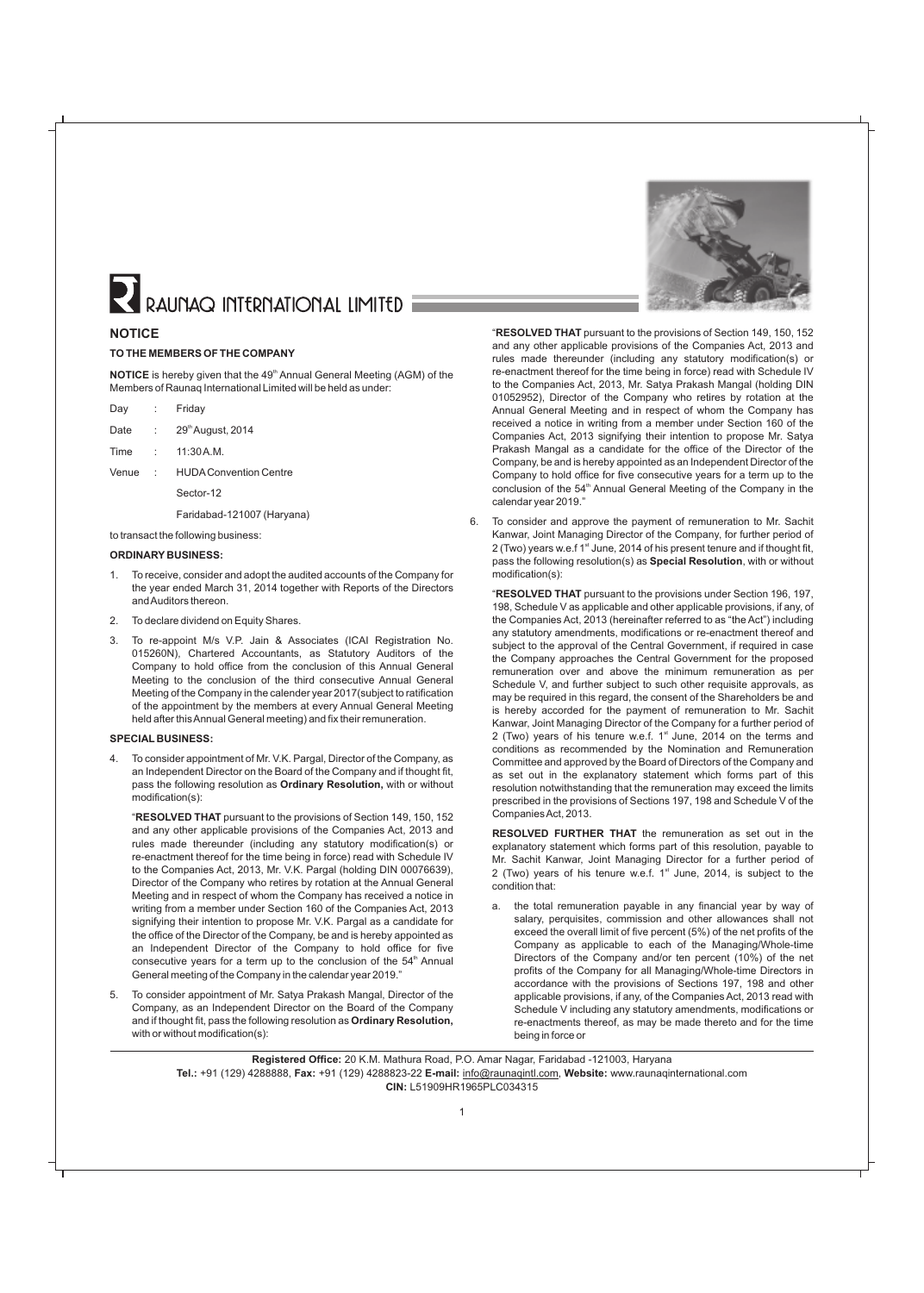# RAUNAQ INTERNATIONAL LIMITED

## NOTICE

### TO THE MEMBERS OF THE COMPANY

**NOTICE** is hereby given that the 49th Annual General Meeting (AGM) of the Members of Raunaq International Limited will be held as under:

| | | |
|---|---|---|
| Day | : | Friday |
| Date | : | 29th August, 2014 |
| Time | : | 11:30 A.M. |
| Venue | : | HUDA Convention Centre |
| | | Sector-12 |
| | | Faridabad-121007 (Haryana) |

to transact the following business:

### ORDINARY BUSINESS:

1. To receive, consider and adopt the audited accounts of the Company for the year ended March 31, 2014 together with Reports of the Directors and Auditors thereon.
2. To declare dividend on Equity Shares.
3. To re-appoint M/s V.P. Jain & Associates (ICAI Registration No. 015260N), Chartered Accountants, as Statutory Auditors of the Company to hold office from the conclusion of this Annual General Meeting to the conclusion of the third consecutive Annual General Meeting of the Company in the calender year 2017(subject to ratification of the appointment by the members at every Annual General Meeting held after this Annual General meeting) and fix their remuneration.

### SPECIAL BUSINESS:

4. To consider appointment of Mr. V.K. Pargal, Director of the Company, as an Independent Director on the Board of the Company and if thought fit, pass the following resolution as **Ordinary Resolution,** with or without modification(s):

   "**RESOLVED THAT** pursuant to the provisions of Section 149, 150, 152 and any other applicable provisions of the Companies Act, 2013 and rules made thereunder (including any statutory modification(s) or re-enactment thereof for the time being in force) read with Schedule IV to the Companies Act, 2013, Mr. V.K. Pargal (holding DIN 00076639), Director of the Company who retires by rotation at the Annual General Meeting and in respect of whom the Company has received a notice in writing from a member under Section 160 of the Companies Act, 2013 signifying their intention to propose Mr. V.K. Pargal as a candidate for the office of the Director of the Company, be and is hereby appointed as an Independent Director of the Company to hold office for five consecutive years for a term up to the conclusion of the 54th Annual General meeting of the Company in the calendar year 2019."

5. To consider appointment of Mr. Satya Prakash Mangal, Director of the Company, as an Independent Director on the Board of the Company and if thought fit, pass the following resolution as **Ordinary Resolution,** with or without modification(s):

   "**RESOLVED THAT** pursuant to the provisions of Section 149, 150, 152 and any other applicable provisions of the Companies Act, 2013 and rules made thereunder (including any statutory modification(s) or re-enactment thereof for the time being in force) read with Schedule IV to the Companies Act, 2013, Mr. Satya Prakash Mangal (holding DIN 01052952), Director of the Company who retires by rotation at the Annual General Meeting and in respect of whom the Company has received a notice in writing from a member under Section 160 of the Companies Act, 2013 signifying their intention to propose Mr. Satya Prakash Mangal as a candidate for the office of the Director of the Company, be and is hereby appointed as an Independent Director of the Company to hold office for five consecutive years for a term up to the conclusion of the 54th Annual General Meeting of the Company in the calendar year 2019."

6. To consider and approve the payment of remuneration to Mr. Sachit Kanwar, Joint Managing Director of the Company, for further period of 2 (Two) years w.e.f 1st June, 2014 of his present tenure and if thought fit, pass the following resolution(s) as **Special Resolution**, with or without modification(s):

   "**RESOLVED THAT** pursuant to the provisions under Section 196, 197, 198, Schedule V as applicable and other applicable provisions, if any, of the Companies Act, 2013 (hereinafter referred to as "the Act") including any statutory amendments, modifications or re-enactment thereof and subject to the approval of the Central Government, if required in case the Company approaches the Central Government for the proposed remuneration over and above the minimum remuneration as per Schedule V, and further subject to such other requisite approvals, as may be required in this regard, the consent of the Shareholders be and is hereby accorded for the payment of remuneration to Mr. Sachit Kanwar, Joint Managing Director of the Company for a further period of 2 (Two) years of his tenure w.e.f. 1st June, 2014 on the terms and conditions as recommended by the Nomination and Remuneration Committee and approved by the Board of Directors of the Company and as set out in the explanatory statement which forms part of this resolution notwithstanding that the remuneration may exceed the limits prescribed in the provisions of Sections 197, 198 and Schedule V of the Companies Act, 2013.

   **RESOLVED FURTHER THAT** the remuneration as set out in the explanatory statement which forms part of this resolution, payable to Mr. Sachit Kanwar, Joint Managing Director for a further period of 2 (Two) years of his tenure w.e.f. 1st June, 2014, is subject to the condition that:

   a. the total remuneration payable in any financial year by way of salary, perquisites, commission and other allowances shall not exceed the overall limit of five percent (5%) of the net profits of the Company as applicable to each of the Managing/Whole-time Directors of the Company and/or ten percent (10%) of the net profits of the Company for all Managing/Whole-time Directors in accordance with the provisions of Sections 197, 198 and other applicable provisions, if any, of the Companies Act, 2013 read with Schedule V including any statutory amendments, modifications or re-enactments thereof, as may be made thereto and for the time being in force or

**Registered Office:** 20 K.M. Mathura Road, P.O. Amar Nagar, Faridabad -121003, Haryana
**Tel.:** +91 (129) 4288888, **Fax:** +91 (129) 4288823-22 **E-mail:** info@raunaqintl.com, **Website:** www.raunaqinternational.com
**CIN:** L51909HR1965PLC034315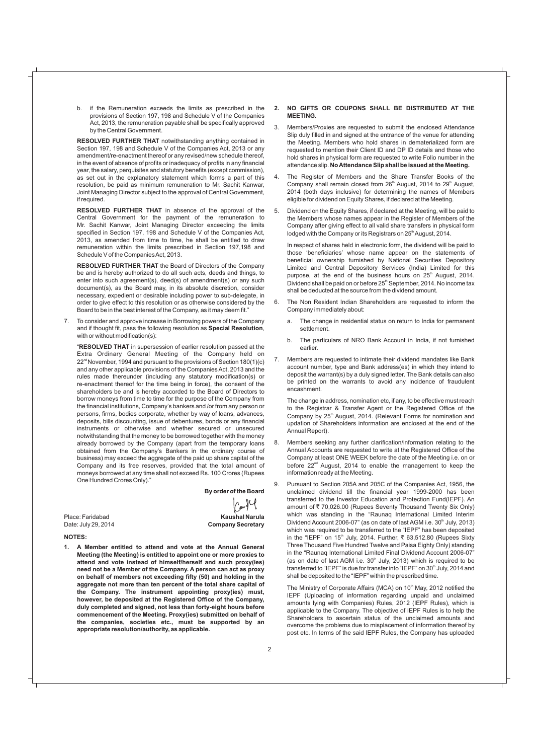b. if the Remuneration exceeds the limits as prescribed in the provisions of Section 197, 198 and Schedule V of the Companies Act, 2013, the remuneration payable shall be specifically approved by the Central Government.

**RESOLVED FURTHER THAT** notwithstanding anything contained in Section 197, 198 and Schedule V of the Companies Act, 2013 or any amendment/re-enactment thereof or any revised/new schedule thereof, in the event of absence of profits or inadequacy of profits in any financial year, the salary, perquisites and statutory benefits (except commission), as set out in the explanatory statement which forms a part of this resolution, be paid as minimum remuneration to Mr. Sachit Kanwar, Joint Managing Director subject to the approval of Central Government, if required.

**RESOLVED FURTHER THAT** in absence of the approval of the Central Government for the payment of the remuneration to Mr. Sachit Kanwar, Joint Managing Director exceeding the limits specified in Section 197, 198 and Schedule V of the Companies Act, 2013, as amended from time to time, he shall be entitled to draw remuneration within the limits prescribed in Section 197,198 and Schedule V of the Companies Act, 2013.

**RESOLVED FURTHER THAT** the Board of Directors of the Company be and is hereby authorized to do all such acts, deeds and things, to enter into such agreement(s), deed(s) of amendment(s) or any such document(s), as the Board may, in its absolute discretion, consider necessary, expedient or desirable including power to sub-delegate, in order to give effect to this resolution or as otherwise considered by the Board to be in the best interest of the Company, as it may deem fit."

7. To consider and approve increase in Borrowing powers of the Company and if thought fit, pass the following resolution as **Special Resolution**, with or without modification(s):

"**RESOLVED THAT** in supersession of earlier resolution passed at the Extra Ordinary General Meeting of the Company held on 22nd November, 1994 and pursuant to the provisions of Section 180(1)(c) and any other applicable provisions of the Companies Act, 2013 and the rules made thereunder (including any statutory modification(s) or re-enactment thereof for the time being in force), the consent of the shareholders be and is hereby accorded to the Board of Directors to borrow moneys from time to time for the purpose of the Company from the financial institutions, Company's bankers and /or from any person or persons, firms, bodies corporate, whether by way of loans, advances, deposits, bills discounting, issue of debentures, bonds or any financial instruments or otherwise and whether secured or unsecured notwithstanding that the money to be borrowed together with the money already borrowed by the Company (apart from the temporary loans obtained from the Company's Bankers in the ordinary course of business) may exceed the aggregate of the paid up share capital of the Company and its free reserves, provided that the total amount of moneys borrowed at any time shall not exceed Rs. 100 Crores (Rupees One Hundred Crores Only)."

**By order of the Board**

Place: Faridabad
Date: July 29, 2014

**Kaushal Narula**
**Company Secretary**

**NOTES:**

1. **A Member entitled to attend and vote at the Annual General Meeting (the Meeting) is entitled to appoint one or more proxies to attend and vote instead of himself/herself and such proxy(ies) need not be a Member of the Company. A person can act as proxy on behalf of members not exceeding fifty (50) and holding in the aggregate not more than ten percent of the total share capital of the Company. The instrument appointing proxy(ies) must, however, be deposited at the Registered Office of the Company, duly completed and signed, not less than forty-eight hours before commencement of the Meeting. Proxy(ies) submitted on behalf of the companies, societies etc., must be supported by an appropriate resolution/authority, as applicable.**

2. **NO GIFTS OR COUPONS SHALL BE DISTRIBUTED AT THE MEETING.**

3. Members/Proxies are requested to submit the enclosed Attendance Slip duly filled in and signed at the entrance of the venue for attending the Meeting. Members who hold shares in dematerialized form are requested to mention their Client ID and DP ID details and those who hold shares in physical form are requested to write Folio number in the attendance slip. **No Attendance Slip shall be issued at the Meeting.**

4. The Register of Members and the Share Transfer Books of the Company shall remain closed from 26th August, 2014 to 29th August, 2014 (both days inclusive) for determining the names of Members eligible for dividend on Equity Shares, if declared at the Meeting.

5. Dividend on the Equity Shares, if declared at the Meeting, will be paid to the Members whose names appear in the Register of Members of the Company after giving effect to all valid share transfers in physical form lodged with the Company or its Registrars on 25th August, 2014.

   In respect of shares held in electronic form, the dividend will be paid to those 'beneficiaries' whose name appear on the statements of beneficial ownership furnished by National Securities Depository Limited and Central Depository Services (India) Limited for this purpose, at the end of the business hours on 25th August, 2014. Dividend shall be paid on or before 25th September, 2014. No income tax shall be deducted at the source from the dividend amount.

6. The Non Resident Indian Shareholders are requested to inform the Company immediately about:

   a. The change in residential status on return to India for permanent settlement.

   b. The particulars of NRO Bank Account in India, if not furnished earlier.

7. Members are requested to intimate their dividend mandates like Bank account number, type and Bank address(es) in which they intend to deposit the warrant(s) by a duly signed letter. The Bank details can also be printed on the warrants to avoid any incidence of fraudulent encashment.

   The change in address, nomination etc, if any, to be effective must reach to the Registrar & Transfer Agent or the Registered Office of the Company by 25th August, 2014. (Relevant Forms for nomination and updation of Shareholders information are enclosed at the end of the Annual Report).

8. Members seeking any further clarification/information relating to the Annual Accounts are requested to write at the Registered Office of the Company at least ONE WEEK before the date of the Meeting i.e. on or before 22nd August, 2014 to enable the management to keep the information ready at the Meeting.

9. Pursuant to Section 205A and 205C of the Companies Act, 1956, the unclaimed dividend till the financial year 1999-2000 has been transferred to the Investor Education and Protection Fund(IEPF). An amount of ₹ 70,026.00 (Rupees Seventy Thousand Twenty Six Only) which was standing in the "Raunaq International Limited Interim Dividend Account 2006-07" (as on date of last AGM i.e. 30th July, 2013) which was required to be transferred to the "IEPF" has been deposited in the "IEPF" on 15th July, 2014. Further, ₹ 63,512.80 (Rupees Sixty Three Thousand Five Hundred Twelve and Paisa Eighty Only) standing in the "Raunaq International Limited Final Dividend Account 2006-07" (as on date of last AGM i.e. 30th July, 2013) which is required to be transferred to "IEPF" is due for transfer into "IEPF" on 30th July, 2014 and shall be deposited to the "IEPF" within the prescribed time.

   The Ministry of Corporate Affairs (MCA) on 10th May, 2012 notified the IEPF (Uploading of information regarding unpaid and unclaimed amounts lying with Companies) Rules, 2012 (IEPF Rules), which is applicable to the Company. The objective of IEPF Rules is to help the Shareholders to ascertain status of the unclaimed amounts and overcome the problems due to misplacement of information thereof by post etc. In terms of the said IEPF Rules, the Company has uploaded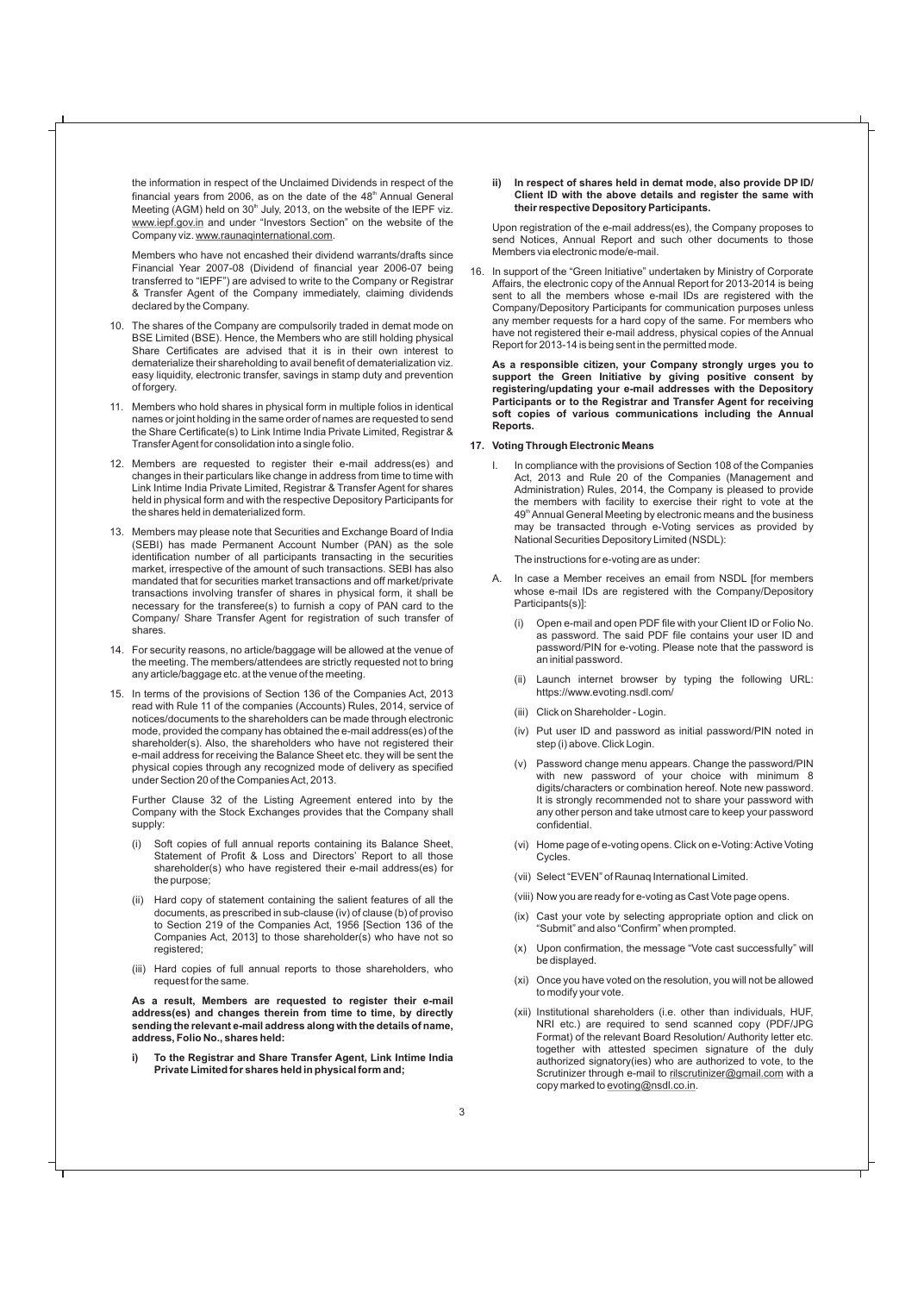the information in respect of the Unclaimed Dividends in respect of the financial years from 2006, as on the date of the 48th Annual General Meeting (AGM) held on 30th July, 2013, on the website of the IEPF viz. www.iepf.gov.in and under "Investors Section" on the website of the Company viz. www.raunaqinternational.com.

Members who have not encashed their dividend warrants/drafts since Financial Year 2007-08 (Dividend of financial year 2006-07 being transferred to "IEPF") are advised to write to the Company or Registrar & Transfer Agent of the Company immediately, claiming dividends declared by the Company.

10. The shares of the Company are compulsorily traded in demat mode on BSE Limited (BSE). Hence, the Members who are still holding physical Share Certificates are advised that it is in their own interest to dematerialize their shareholding to avail benefit of dematerialization viz. easy liquidity, electronic transfer, savings in stamp duty and prevention of forgery.

11. Members who hold shares in physical form in multiple folios in identical names or joint holding in the same order of names are requested to send the Share Certificate(s) to Link Intime India Private Limited, Registrar & Transfer Agent for consolidation into a single folio.

12. Members are requested to register their e-mail address(es) and changes in their particulars like change in address from time to time with Link Intime India Private Limited, Registrar & Transfer Agent for shares held in physical form and with the respective Depository Participants for the shares held in dematerialized form.

13. Members may please note that Securities and Exchange Board of India (SEBI) has made Permanent Account Number (PAN) as the sole identification number of all participants transacting in the securities market, irrespective of the amount of such transactions. SEBI has also mandated that for securities market transactions and off market/private transactions involving transfer of shares in physical form, it shall be necessary for the transferee(s) to furnish a copy of PAN card to the Company/ Share Transfer Agent for registration of such transfer of shares.

14. For security reasons, no article/baggage will be allowed at the venue of the meeting. The members/attendees are strictly requested not to bring any article/baggage etc. at the venue of the meeting.

15. In terms of the provisions of Section 136 of the Companies Act, 2013 read with Rule 11 of the companies (Accounts) Rules, 2014, service of notices/documents to the shareholders can be made through electronic mode, provided the company has obtained the e-mail address(es) of the shareholder(s). Also, the shareholders who have not registered their e-mail address for receiving the Balance Sheet etc. they will be sent the physical copies through any recognized mode of delivery as specified under Section 20 of the Companies Act, 2013.

    Further Clause 32 of the Listing Agreement entered into by the Company with the Stock Exchanges provides that the Company shall supply:

    (i) Soft copies of full annual reports containing its Balance Sheet, Statement of Profit & Loss and Directors' Report to all those shareholder(s) who have registered their e-mail address(es) for the purpose;

    (ii) Hard copy of statement containing the salient features of all the documents, as prescribed in sub-clause (iv) of clause (b) of proviso to Section 219 of the Companies Act, 1956 [Section 136 of the Companies Act, 2013] to those shareholder(s) who have not so registered;

    (iii) Hard copies of full annual reports to those shareholders, who request for the same.

    **As a result, Members are requested to register their e-mail address(es) and changes therein from time to time, by directly sending the relevant e-mail address along with the details of name, address, Folio No., shares held:**

    **i) To the Registrar and Share Transfer Agent, Link Intime India Private Limited for shares held in physical form and;**

    **ii) In respect of shares held in demat mode, also provide DP ID/ Client ID with the above details and register the same with their respective Depository Participants.**

    Upon registration of the e-mail address(es), the Company proposes to send Notices, Annual Report and such other documents to those Members via electronic mode/e-mail.

16. In support of the "Green Initiative" undertaken by Ministry of Corporate Affairs, the electronic copy of the Annual Report for 2013-2014 is being sent to all the members whose e-mail IDs are registered with the Company/Depository Participants for communication purposes unless any member requests for a hard copy of the same. For members who have not registered their e-mail address, physical copies of the Annual Report for 2013-14 is being sent in the permitted mode.

    **As a responsible citizen, your Company strongly urges you to support the Green Initiative by giving positive consent by registering/updating your e-mail addresses with the Depository Participants or to the Registrar and Transfer Agent for receiving soft copies of various communications including the Annual Reports.**

17. **Voting Through Electronic Means**

    I. In compliance with the provisions of Section 108 of the Companies Act, 2013 and Rule 20 of the Companies (Management and Administration) Rules, 2014, the Company is pleased to provide the members with facility to exercise their right to vote at the 49th Annual General Meeting by electronic means and the business may be transacted through e-Voting services as provided by National Securities Depository Limited (NSDL):

    The instructions for e-voting are as under:

    A. In case a Member receives an email from NSDL [for members whose e-mail IDs are registered with the Company/Depository Participants(s)]:

       (i) Open e-mail and open PDF file with your Client ID or Folio No. as password. The said PDF file contains your user ID and password/PIN for e-voting. Please note that the password is an initial password.

       (ii) Launch internet browser by typing the following URL: https://www.evoting.nsdl.com/

       (iii) Click on Shareholder - Login.

       (iv) Put user ID and password as initial password/PIN noted in step (i) above. Click Login.

       (v) Password change menu appears. Change the password/PIN with new password of your choice with minimum 8 digits/characters or combination hereof. Note new password. It is strongly recommended not to share your password with any other person and take utmost care to keep your password confidential.

       (vi) Home page of e-voting opens. Click on e-Voting: Active Voting Cycles.

       (vii) Select "EVEN" of Raunaq International Limited.

       (viii) Now you are ready for e-voting as Cast Vote page opens.

       (ix) Cast your vote by selecting appropriate option and click on "Submit" and also "Confirm" when prompted.

       (x) Upon confirmation, the message "Vote cast successfully" will be displayed.

       (xi) Once you have voted on the resolution, you will not be allowed to modify your vote.

       (xii) Institutional shareholders (i.e. other than individuals, HUF, NRI etc.) are required to send scanned copy (PDF/JPG Format) of the relevant Board Resolution/ Authority letter etc. together with attested specimen signature of the duly authorized signatory(ies) who are authorized to vote, to the Scrutinizer through e-mail to rilscrutinizer@gmail.com with a copy marked to evoting@nsdl.co.in.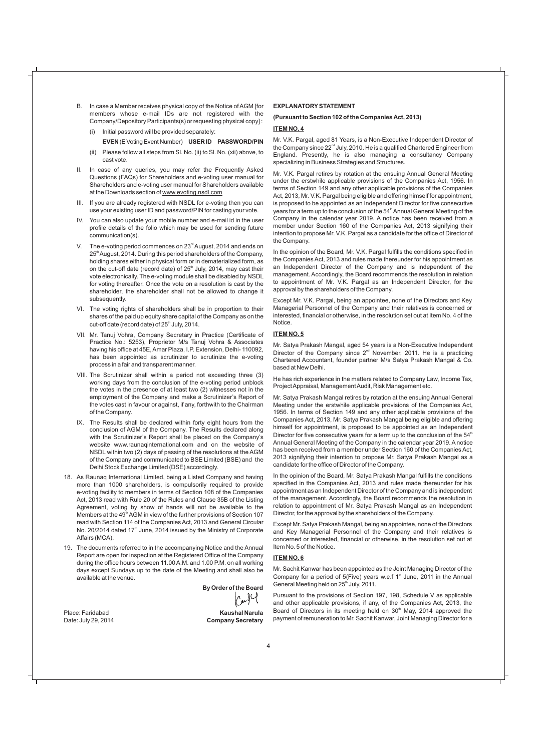B. In case a Member receives physical copy of the Notice of AGM [for members whose e-mail IDs are not registered with the Company/Depository Participants(s) or requesting physical copy] :

   (i) Initial password will be provided separately:

   **EVEN** (E Voting Event Number) **USER ID PASSWORD/PIN**

   (ii) Please follow all steps from Sl. No. (ii) to Sl. No. (xii) above, to cast vote.

II. In case of any queries, you may refer the Frequently Asked Questions (FAQs) for Shareholders and e-voting user manual for Shareholders and e-voting user manual for Shareholders available at the Downloads section of www.evoting.nsdl.com

III. If you are already registered with NSDL for e-voting then you can use your existing user ID and password/PIN for casting your vote.

IV. You can also update your mobile number and e-mail id in the user profile details of the folio which may be used for sending future communication(s).

V. The e-voting period commences on 23rd August, 2014 and ends on 25th August, 2014. During this period shareholders of the Company, holding shares either in physical form or in dematerialized form, as on the cut-off date (record date) of 25th July, 2014, may cast their vote electronically. The e-voting module shall be disabled by NSDL for voting thereafter. Once the vote on a resolution is cast by the shareholder, the shareholder shall not be allowed to change it subsequently.

VI. The voting rights of shareholders shall be in proportion to their shares of the paid up equity share capital of the Company as on the cut-off date (record date) of 25th July, 2014.

VII. Mr. Tanuj Vohra, Company Secretary in Practice (Certificate of Practice No.: 5253), Proprietor M/s Tanuj Vohra & Associates having his office at 45E, Amar Plaza, I.P. Extension, Delhi- 110092, has been appointed as scrutinizer to scrutinize the e-voting process in a fair and transparent manner.

VIII. The Scrutinizer shall within a period not exceeding three (3) working days from the conclusion of the e-voting period unblock the votes in the presence of at least two (2) witnesses not in the employment of the Company and make a Scrutinizer's Report of the votes cast in favour or against, if any, forthwith to the Chairman of the Company.

IX. The Results shall be declared within forty eight hours from the conclusion of AGM of the Company. The Results declared along with the Scrutinizer's Report shall be placed on the Company's website www.raunaqinternational.com and on the website of NSDL within two (2) days of passing of the resolutions at the AGM of the Company and communicated to BSE Limited (BSE) and the Delhi Stock Exchange Limited (DSE) accordingly.

18. As Raunaq International Limited, being a Listed Company and having more than 1000 shareholders, is compulsorily required to provide e-voting facility to members in terms of Section 108 of the Companies Act, 2013 read with Rule 20 of the Rules and Clause 35B of the Listing Agreement, voting by show of hands will not be available to the Members at the 49th AGM in view of the further provisions of Section 107 read with Section 114 of the Companies Act, 2013 and General Circular No. 20/2014 dated 17th June, 2014 issued by the Ministry of Corporate Affairs (MCA).

19. The documents referred to in the accompanying Notice and the Annual Report are open for inspection at the Registered Office of the Company during the office hours between 11.00 A.M. and 1.00 P.M. on all working days except Sundays up to the date of the Meeting and shall also be available at the venue.

**By Order of the Board**

**Kaushal Narula**
**Company Secretary**

Place: Faridabad
Date: July 29, 2014

## EXPLANATORY STATEMENT

### (Pursuant to Section 102 of the Companies Act, 2013)

### ITEM NO. 4

Mr. V.K. Pargal, aged 81 Years, is a Non-Executive Independent Director of the Company since 22nd July, 2010. He is a qualified Chartered Engineer from England. Presently, he is also managing a consultancy Company specializing in Business Strategies and Structures.

Mr. V.K. Pargal retires by rotation at the ensuing Annual General Meeting under the erstwhile applicable provisions of the Companies Act, 1956. In terms of Section 149 and any other applicable provisions of the Companies Act, 2013, Mr. V.K. Pargal being eligible and offering himself for appointment, is proposed to be appointed as an Independent Director for five consecutive years for a term up to the conclusion of the 54th Annual General Meeting of the Company in the calendar year 2019. A notice has been received from a member under Section 160 of the Companies Act, 2013 signifying their intention to propose Mr. V.K. Pargal as a candidate for the office of Director of the Company.

In the opinion of the Board, Mr. V.K. Pargal fulfills the conditions specified in the Companies Act, 2013 and rules made thereunder for his appointment as an Independent Director of the Company and is independent of the management. Accordingly, the Board recommends the resolution in relation to appointment of Mr. V.K. Pargal as an Independent Director, for the approval by the shareholders of the Company.

Except Mr. V.K. Pargal, being an appointee, none of the Directors and Key Managerial Personnel of the Company and their relatives is concerned or interested, financial or otherwise, in the resolution set out at Item No. 4 of the Notice.

### ITEM NO. 5

Mr. Satya Prakash Mangal, aged 54 years is a Non-Executive Independent Director of the Company since 2nd November, 2011. He is a practicing Chartered Accountant, founder partner M/s Satya Prakash Mangal & Co. based at New Delhi.

He has rich experience in the matters related to Company Law, Income Tax, Project Appraisal, Management Audit, Risk Management etc.

Mr. Satya Prakash Mangal retires by rotation at the ensuing Annual General Meeting under the erstwhile applicable provisions of the Companies Act, 1956. In terms of Section 149 and any other applicable provisions of the Companies Act, 2013, Mr. Satya Prakash Mangal being eligible and offering himself for appointment, is proposed to be appointed as an Independent Director for five consecutive years for a term up to the conclusion of the 54th Annual General Meeting of the Company in the calendar year 2019. A notice has been received from a member under Section 160 of the Companies Act, 2013 signifying their intention to propose Mr. Satya Prakash Mangal as a candidate for the office of Director of the Company.

In the opinion of the Board, Mr. Satya Prakash Mangal fulfills the conditions specified in the Companies Act, 2013 and rules made thereunder for his appointment as an Independent Director of the Company and is independent of the management. Accordingly, the Board recommends the resolution in relation to appointment of Mr. Satya Prakash Mangal as an Independent Director, for the approval by the shareholders of the Company.

Except Mr. Satya Prakash Mangal, being an appointee, none of the Directors and Key Managerial Personnel of the Company and their relatives is concerned or interested, financial or otherwise, in the resolution set out at Item No. 5 of the Notice.

### ITEM NO. 6

Mr. Sachit Kanwar has been appointed as the Joint Managing Director of the Company for a period of 5(Five) years w.e.f 1st June, 2011 in the Annual General Meeting held on 25th July, 2011.

Pursuant to the provisions of Section 197, 198, Schedule V as applicable and other applicable provisions, if any, of the Companies Act, 2013, the Board of Directors in its meeting held on 30th May, 2014 approved the payment of remuneration to Mr. Sachit Kanwar, Joint Managing Director for a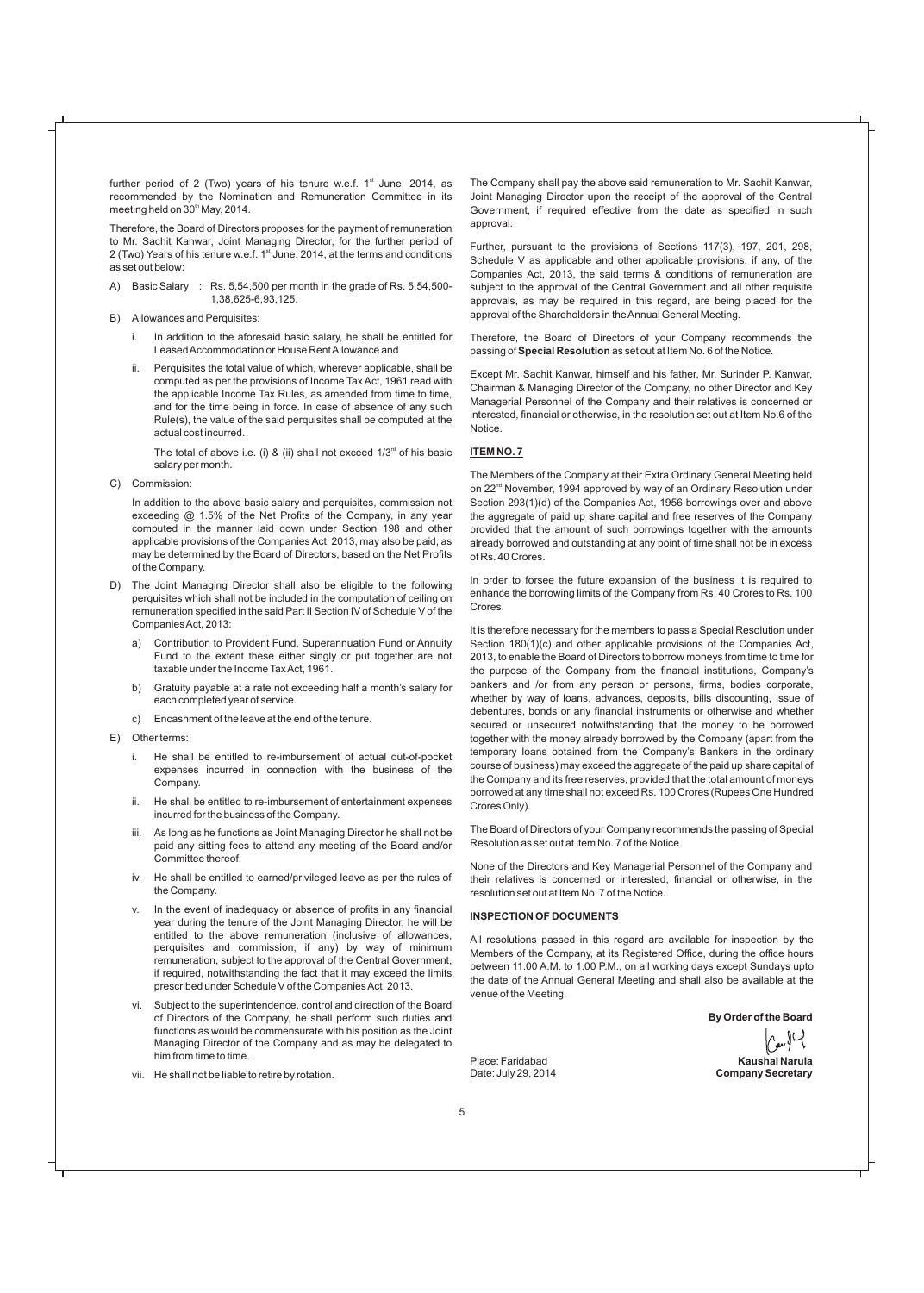further period of 2 (Two) years of his tenure w.e.f. 1st June, 2014, as recommended by the Nomination and Remuneration Committee in its meeting held on 30th May, 2014.

Therefore, the Board of Directors proposes for the payment of remuneration to Mr. Sachit Kanwar, Joint Managing Director, for the further period of 2 (Two) Years of his tenure w.e.f. 1st June, 2014, at the terms and conditions as set out below:

A) Basic Salary : Rs. 5,54,500 per month in the grade of Rs. 5,54,500-1,38,625-6,93,125.

B) Allowances and Perquisites:

   i. In addition to the aforesaid basic salary, he shall be entitled for Leased Accommodation or House Rent Allowance and

   ii. Perquisites the total value of which, wherever applicable, shall be computed as per the provisions of Income Tax Act, 1961 read with the applicable Income Tax Rules, as amended from time to time, and for the time being in force. In case of absence of any such Rule(s), the value of the said perquisites shall be computed at the actual cost incurred.

   The total of above i.e. (i) & (ii) shall not exceed 1/3rd of his basic salary per month.

C) Commission:

   In addition to the above basic salary and perquisites, commission not exceeding @ 1.5% of the Net Profits of the Company, in any year computed in the manner laid down under Section 198 and other applicable provisions of the Companies Act, 2013, may also be paid, as may be determined by the Board of Directors, based on the Net Profits of the Company.

D) The Joint Managing Director shall also be eligible to the following perquisites which shall not be included in the computation of ceiling on remuneration specified in the said Part II Section IV of Schedule V of the Companies Act, 2013:

   a) Contribution to Provident Fund, Superannuation Fund or Annuity Fund to the extent these either singly or put together are not taxable under the Income Tax Act, 1961.

   b) Gratuity payable at a rate not exceeding half a month's salary for each completed year of service.

   c) Encashment of the leave at the end of the tenure.

E) Other terms:

   i. He shall be entitled to re-imbursement of actual out-of-pocket expenses incurred in connection with the business of the Company.

   ii. He shall be entitled to re-imbursement of entertainment expenses incurred for the business of the Company.

   iii. As long as he functions as Joint Managing Director he shall not be paid any sitting fees to attend any meeting of the Board and/or Committee thereof.

   iv. He shall be entitled to earned/privileged leave as per the rules of the Company.

   v. In the event of inadequacy or absence of profits in any financial year during the tenure of the Joint Managing Director, he will be entitled to the above remuneration (inclusive of allowances, perquisites and commission, if any) by way of minimum remuneration, subject to the approval of the Central Government, if required, notwithstanding the fact that it may exceed the limits prescribed under Schedule V of the Companies Act, 2013.

   vi. Subject to the superintendence, control and direction of the Board of Directors of the Company, he shall perform such duties and functions as would be commensurate with his position as the Joint Managing Director of the Company and as may be delegated to him from time to time.

   vii. He shall not be liable to retire by rotation.

The Company shall pay the above said remuneration to Mr. Sachit Kanwar, Joint Managing Director upon the receipt of the approval of the Central Government, if required effective from the date as specified in such approval.

Further, pursuant to the provisions of Sections 117(3), 197, 201, 298, Schedule V as applicable and other applicable provisions, if any, of the Companies Act, 2013, the said terms & conditions of remuneration are subject to the approval of the Central Government and all other requisite approvals, as may be required in this regard, are being placed for the approval of the Shareholders in the Annual General Meeting.

Therefore, the Board of Directors of your Company recommends the passing of **Special Resolution** as set out at Item No. 6 of the Notice.

Except Mr. Sachit Kanwar, himself and his father, Mr. Surinder P. Kanwar, Chairman & Managing Director of the Company, no other Director and Key Managerial Personnel of the Company and their relatives is concerned or interested, financial or otherwise, in the resolution set out at Item No.6 of the Notice.

**ITEM NO. 7**

The Members of the Company at their Extra Ordinary General Meeting held on 22nd November, 1994 approved by way of an Ordinary Resolution under Section 293(1)(d) of the Companies Act, 1956 borrowings over and above the aggregate of paid up share capital and free reserves of the Company provided that the amount of such borrowings together with the amounts already borrowed and outstanding at any point of time shall not be in excess of Rs. 40 Crores.

In order to forsee the future expansion of the business it is required to enhance the borrowing limits of the Company from Rs. 40 Crores to Rs. 100 Crores.

It is therefore necessary for the members to pass a Special Resolution under Section 180(1)(c) and other applicable provisions of the Companies Act, 2013, to enable the Board of Directors to borrow moneys from time to time for the purpose of the Company from the financial institutions, Company's bankers and /or from any person or persons, firms, bodies corporate, whether by way of loans, advances, deposits, bills discounting, issue of debentures, bonds or any financial instruments or otherwise and whether secured or unsecured notwithstanding that the money to be borrowed together with the money already borrowed by the Company (apart from the temporary loans obtained from the Company's Bankers in the ordinary course of business) may exceed the aggregate of the paid up share capital of the Company and its free reserves, provided that the total amount of moneys borrowed at any time shall not exceed Rs. 100 Crores (Rupees One Hundred Crores Only).

The Board of Directors of your Company recommends the passing of Special Resolution as set out at item No. 7 of the Notice.

None of the Directors and Key Managerial Personnel of the Company and their relatives is concerned or interested, financial or otherwise, in the resolution set out at Item No. 7 of the Notice.

**INSPECTION OF DOCUMENTS**

All resolutions passed in this regard are available for inspection by the Members of the Company, at its Registered Office, during the office hours between 11.00 A.M. to 1.00 P.M., on all working days except Sundays upto the date of the Annual General Meeting and shall also be available at the venue of the Meeting.

**By Order of the Board**

Place: Faridabad
Date: July 29, 2014

**Kaushal Narula**
**Company Secretary**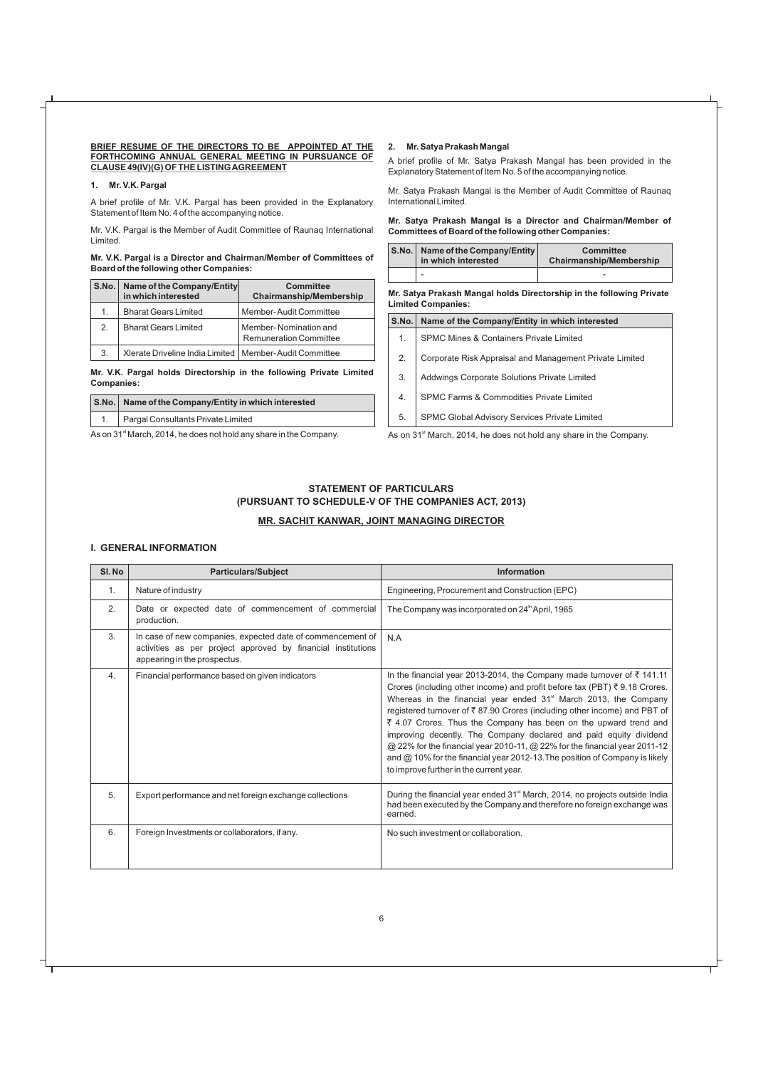**BRIEF RESUME OF THE DIRECTORS TO BE APPOINTED AT THE FORTHCOMING ANNUAL GENERAL MEETING IN PURSUANCE OF CLAUSE 49(IV)(G) OF THE LISTING AGREEMENT**

**1. Mr. V.K. Pargal**

A brief profile of Mr. V.K. Pargal has been provided in the Explanatory Statement of Item No. 4 of the accompanying notice.

Mr. V.K. Pargal is the Member of Audit Committee of Raunaq International Limited.

**Mr. V.K. Pargal is a Director and Chairman/Member of Committees of Board of the following other Companies:**

| S.No. | Name of the Company/Entity in which interested | Committee Chairmanship/Membership |
|---|---|---|
| 1. | Bharat Gears Limited | Member-Audit Committee |
| 2. | Bharat Gears Limited | Member- Nomination and Remuneration Committee |
| 3. | Xlerate Driveline India Limited | Member-Audit Committee |

**Mr. V.K. Pargal holds Directorship in the following Private Limited Companies:**

| S.No. | Name of the Company/Entity in which interested |
|---|---|
| 1. | Pargal Consultants Private Limited |

As on 31st March, 2014, he does not hold any share in the Company.

**2. Mr. Satya Prakash Mangal**

A brief profile of Mr. Satya Prakash Mangal has been provided in the Explanatory Statement of Item No. 5 of the accompanying notice.

Mr. Satya Prakash Mangal is the Member of Audit Committee of Raunaq International Limited.

**Mr. Satya Prakash Mangal is a Director and Chairman/Member of Committees of Board of the following other Companies:**

| S.No. | Name of the Company/Entity in which interested | Committee Chairmanship/Membership |
|---|---|---|
| | - | - |

**Mr. Satya Prakash Mangal holds Directorship in the following Private Limited Companies:**

| S.No. | Name of the Company/Entity in which interested |
|---|---|
| 1. | SPMC Mines & Containers Private Limited |
| 2. | Corporate Risk Appraisal and Management Private Limited |
| 3. | Addwings Corporate Solutions Private Limited |
| 4. | SPMC Farms & Commodities Private Limited |
| 5. | SPMC Global Advisory Services Private Limited |

As on 31st March, 2014, he does not hold any share in the Company.

## STATEMENT OF PARTICULARS (PURSUANT TO SCHEDULE-V OF THE COMPANIES ACT, 2013)

### MR. SACHIT KANWAR, JOINT MANAGING DIRECTOR

### I. GENERAL INFORMATION

| Sl. No | Particulars/Subject | Information |
|---|---|---|
| 1. | Nature of industry | Engineering, Procurement and Construction (EPC) |
| 2. | Date or expected date of commencement of commercial production. | The Company was incorporated on 24th April, 1965 |
| 3. | In case of new companies, expected date of commencement of activities as per project approved by financial institutions appearing in the prospectus. | N.A |
| 4. | Financial performance based on given indicators | In the financial year 2013-2014, the Company made turnover of ₹ 141.11 Crores (including other income) and profit before tax (PBT) ₹ 9.18 Crores. Whereas in the financial year ended 31st March 2013, the Company registered turnover of ₹ 87.90 Crores (including other income) and PBT of ₹ 4.07 Crores. Thus the Company has been on the upward trend and improving decently. The Company declared and paid equity dividend @ 22% for the financial year 2010-11, @ 22% for the financial year 2011-12 and @ 10% for the financial year 2012-13. The position of Company is likely to improve further in the current year. |
| 5. | Export performance and net foreign exchange collections | During the financial year ended 31st March, 2014, no projects outside India had been executed by the Company and therefore no foreign exchange was earned. |
| 6. | Foreign Investments or collaborators, if any. | No such investment or collaboration. |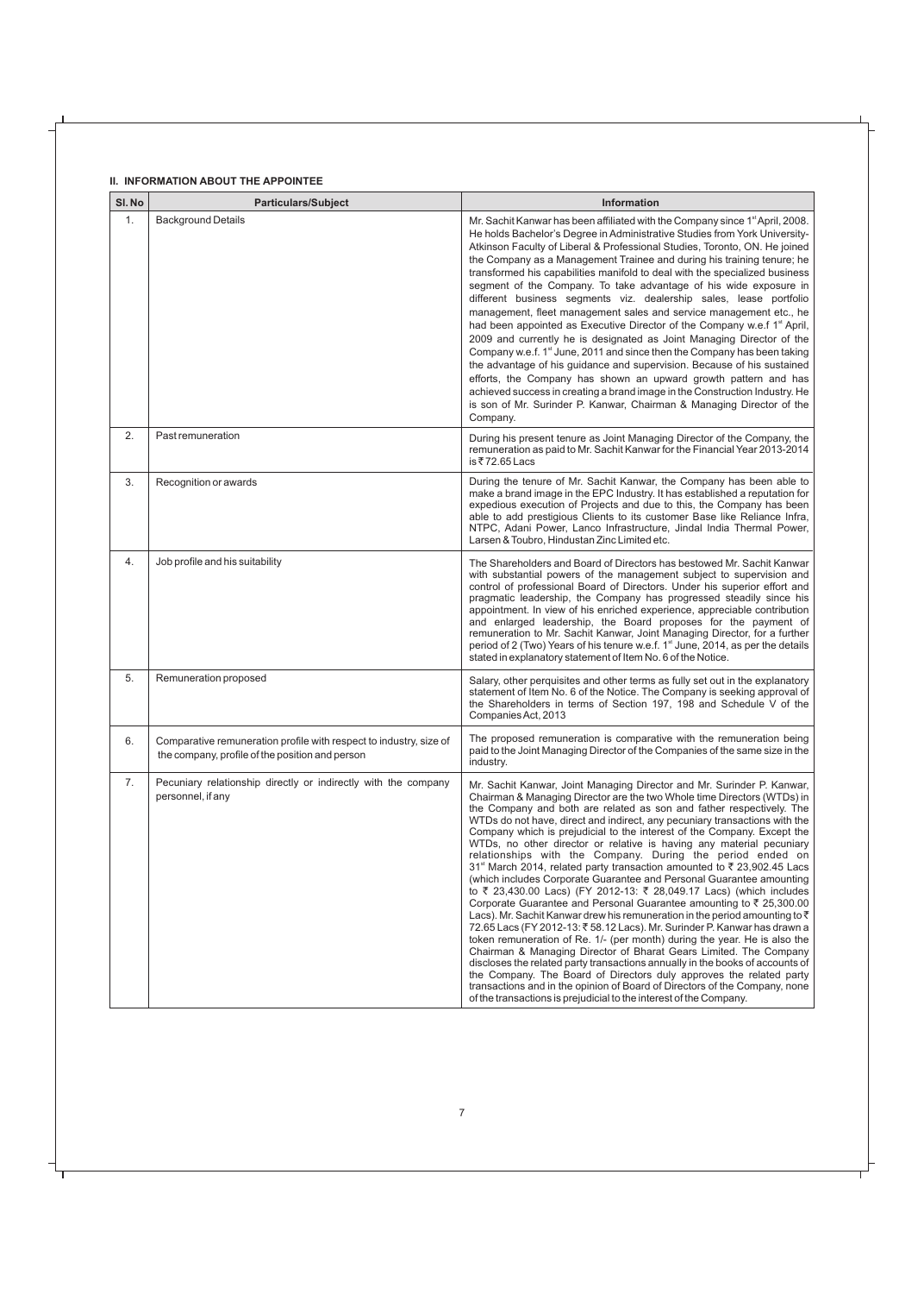## II. INFORMATION ABOUT THE APPOINTEE

| Sl. No | Particulars/Subject | Information |
|---|---|---|
| 1. | Background Details | Mr. Sachit Kanwar has been affiliated with the Company since 1st April, 2008. He holds Bachelor's Degree in Administrative Studies from York University-Atkinson Faculty of Liberal & Professional Studies, Toronto, ON. He joined the Company as a Management Trainee and during his training tenure; he transformed his capabilities manifold to deal with the specialized business segment of the Company. To take advantage of his wide exposure in different business segments viz. dealership sales, lease portfolio management, fleet management sales and service management etc., he had been appointed as Executive Director of the Company w.e.f 1st April, 2009 and currently he is designated as Joint Managing Director of the Company w.e.f. 1st June, 2011 and since then the Company has been taking the advantage of his guidance and supervision. Because of his sustained efforts, the Company has shown an upward growth pattern and has achieved success in creating a brand image in the Construction Industry. He is son of Mr. Surinder P. Kanwar, Chairman & Managing Director of the Company. |
| 2. | Past remuneration | During his present tenure as Joint Managing Director of the Company, the remuneration as paid to Mr. Sachit Kanwar for the Financial Year 2013-2014 is ₹ 72.65 Lacs |
| 3. | Recognition or awards | During the tenure of Mr. Sachit Kanwar, the Company has been able to make a brand image in the EPC Industry. It has established a reputation for expedious execution of Projects and due to this, the Company has been able to add prestigious Clients to its customer Base like Reliance Infra, NTPC, Adani Power, Lanco Infrastructure, Jindal India Thermal Power, Larsen & Toubro, Hindustan Zinc Limited etc. |
| 4. | Job profile and his suitability | The Shareholders and Board of Directors has bestowed Mr. Sachit Kanwar with substantial powers of the management subject to supervision and control of professional Board of Directors. Under his superior effort and pragmatic leadership, the Company has progressed steadily since his appointment. In view of his enriched experience, appreciable contribution and enlarged leadership, the Board proposes for the payment of remuneration to Mr. Sachit Kanwar, Joint Managing Director, for a further period of 2 (Two) Years of his tenure w.e.f. 1st June, 2014, as per the details stated in explanatory statement of Item No. 6 of the Notice. |
| 5. | Remuneration proposed | Salary, other perquisites and other terms as fully set out in the explanatory statement of Item No. 6 of the Notice. The Company is seeking approval of the Shareholders in terms of Section 197, 198 and Schedule V of the Companies Act, 2013 |
| 6. | Comparative remuneration profile with respect to industry, size of the company, profile of the position and person | The proposed remuneration is comparative with the remuneration being paid to the Joint Managing Director of the Companies of the same size in the industry. |
| 7. | Pecuniary relationship directly or indirectly with the company personnel, if any | Mr. Sachit Kanwar, Joint Managing Director and Mr. Surinder P. Kanwar, Chairman & Managing Director are the two Whole time Directors (WTDs) in the Company and both are related as son and father respectively. The WTDs do not have, direct and indirect, any pecuniary transactions with the Company which is prejudicial to the interest of the Company. Except the WTDs, no other director or relative is having any material pecuniary relationships with the Company. During the period ended on 31st March 2014, related party transaction amounted to ₹ 23,902.45 Lacs (which includes Corporate Guarantee and Personal Guarantee amounting to ₹ 23,430.00 Lacs) (FY 2012-13: ₹ 28,049.17 Lacs) (which includes Corporate Guarantee and Personal Guarantee amounting to ₹ 25,300.00 Lacs). Mr. Sachit Kanwar drew his remuneration in the period amounting to ₹ 72.65 Lacs (FY 2012-13: ₹ 58.12 Lacs). Mr. Surinder P. Kanwar has drawn a token remuneration of Re. 1/- (per month) during the year. He is also the Chairman & Managing Director of Bharat Gears Limited. The Company discloses the related party transactions annually in the books of accounts of the Company. The Board of Directors duly approves the related party transactions and in the opinion of Board of Directors of the Company, none of the transactions is prejudicial to the interest of the Company. |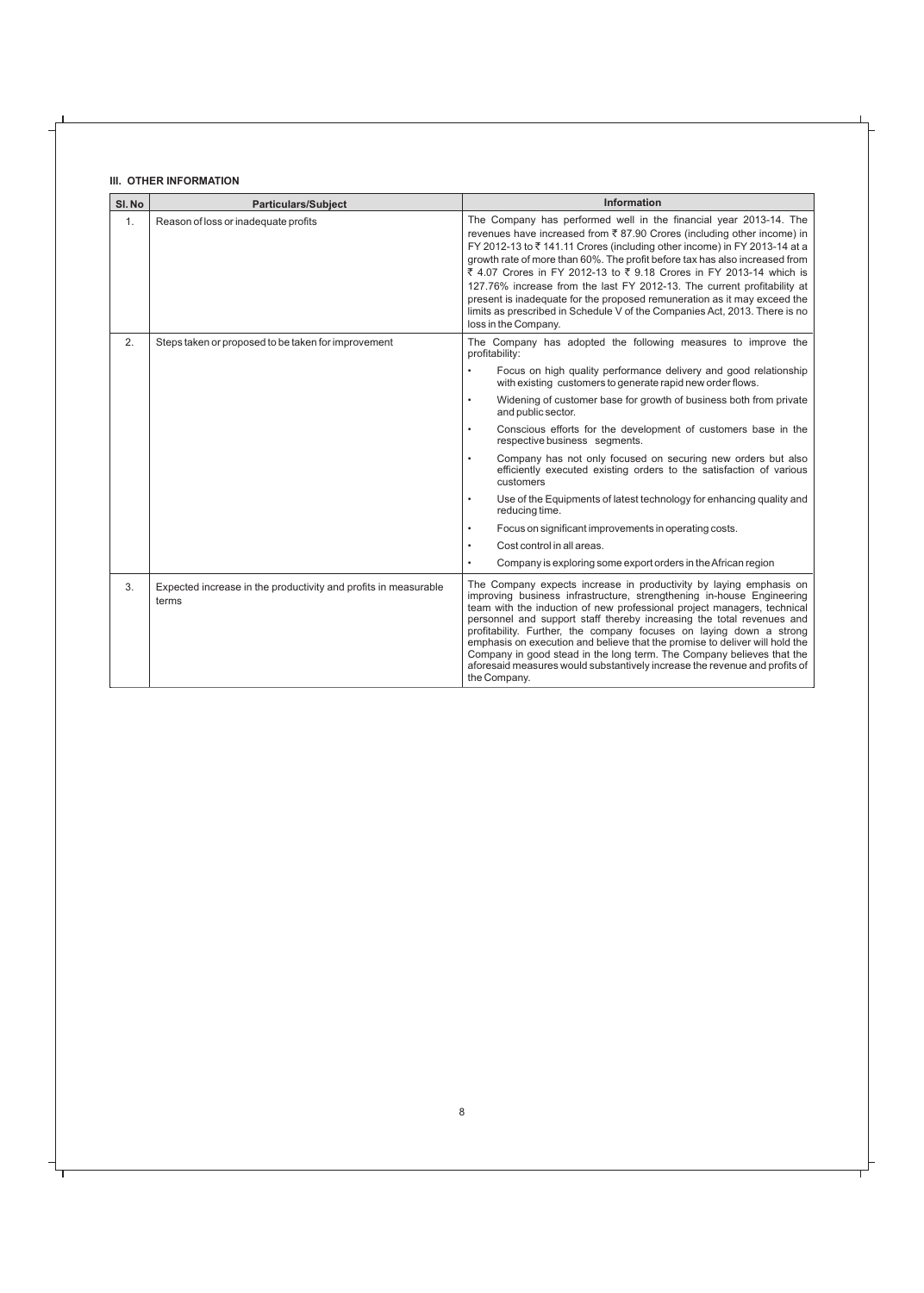### III. OTHER INFORMATION

| Sl. No | Particulars/Subject | Information |
|---|---|---|
| 1. | Reason of loss or inadequate profits | The Company has performed well in the financial year 2013-14. The revenues have increased from ₹ 87.90 Crores (including other income) in FY 2012-13 to ₹ 141.11 Crores (including other income) in FY 2013-14 at a growth rate of more than 60%. The profit before tax has also increased from ₹ 4.07 Crores in FY 2012-13 to ₹ 9.18 Crores in FY 2013-14 which is 127.76% increase from the last FY 2012-13. The current profitability at present is inadequate for the proposed remuneration as it may exceed the limits as prescribed in Schedule V of the Companies Act, 2013. There is no loss in the Company. |
| 2. | Steps taken or proposed to be taken for improvement | The Company has adopted the following measures to improve the profitability:<br>• Focus on high quality performance delivery and good relationship with existing customers to generate rapid new order flows.<br>• Widening of customer base for growth of business both from private and public sector.<br>• Conscious efforts for the development of customers base in the respective business segments.<br>• Company has not only focused on securing new orders but also efficiently executed existing orders to the satisfaction of various customers<br>• Use of the Equipments of latest technology for enhancing quality and reducing time.<br>• Focus on significant improvements in operating costs.<br>• Cost control in all areas.<br>• Company is exploring some export orders in the African region |
| 3. | Expected increase in the productivity and profits in measurable terms | The Company expects increase in productivity by laying emphasis on improving business infrastructure, strengthening in-house Engineering team with the induction of new professional project managers, technical personnel and support staff thereby increasing the total revenues and profitability. Further, the company focuses on laying down a strong emphasis on execution and believe that the promise to deliver will hold the Company in good stead in the long term. The Company believes that the aforesaid measures would substantively increase the revenue and profits of the Company. |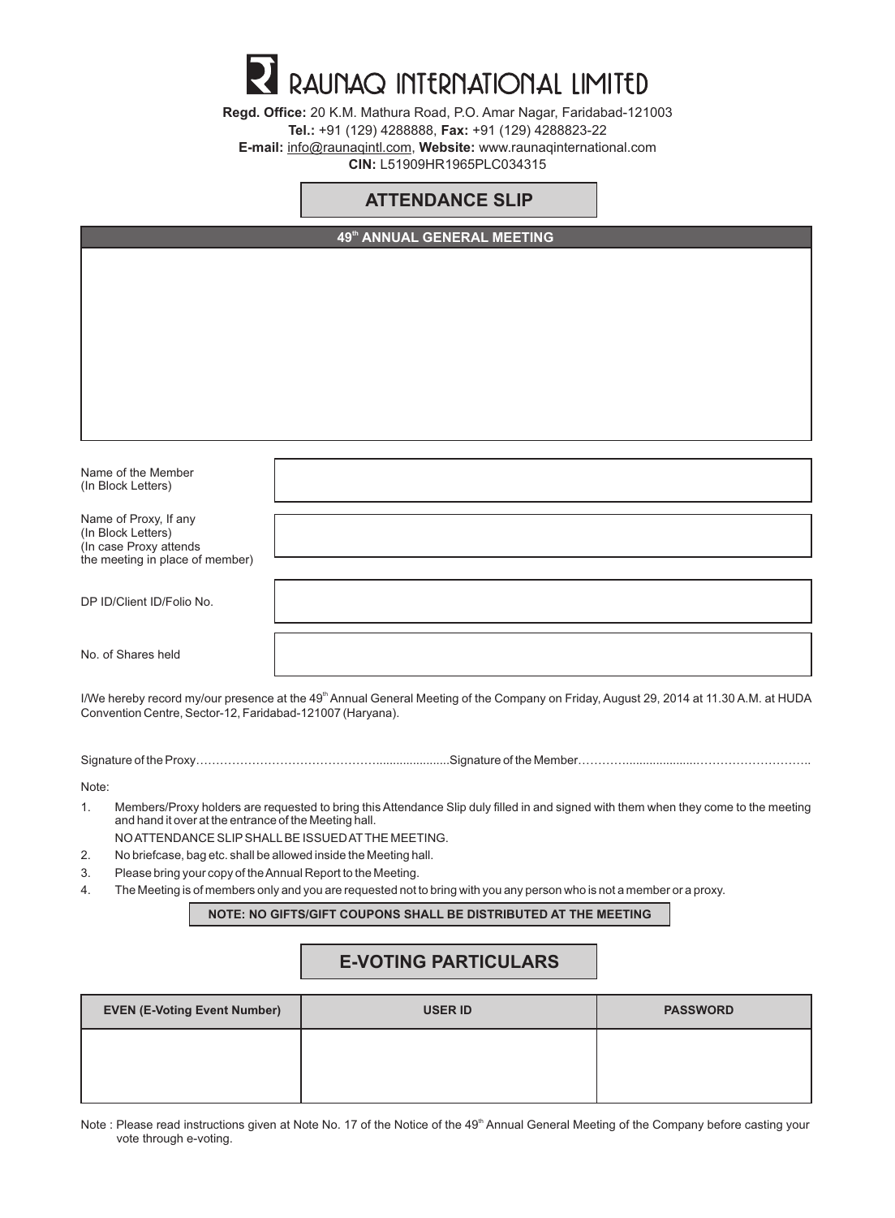# RAUNAQ INTERNATIONAL LIMITED

**Regd. Office:** 20 K.M. Mathura Road, P.O. Amar Nagar, Faridabad-121003
**Tel.:** +91 (129) 4288888, **Fax:** +91 (129) 4288823-22
**E-mail:** info@raunaqintl.com, **Website:** www.raunaqinternational.com
**CIN:** L51909HR1965PLC034315

## ATTENDANCE SLIP

### 49th ANNUAL GENERAL MEETING

| | |
|---|---|
| Name of the Member (In Block Letters) | |
| Name of Proxy, If any (In Block Letters) (In case Proxy attends the meeting in place of member) | |
| DP ID/Client ID/Folio No. | |
| No. of Shares held | |

I/We hereby record my/our presence at the 49th Annual General Meeting of the Company on Friday, August 29, 2014 at 11.30 A.M. at HUDA Convention Centre, Sector-12, Faridabad-121007 (Haryana).

Signature of the Proxy…………………………………………....................Signature of the Member…………...................………………………..

Note:

1. Members/Proxy holders are requested to bring this Attendance Slip duly filled in and signed with them when they come to the meeting and hand it over at the entrance of the Meeting hall.

   NO ATTENDANCE SLIP SHALL BE ISSUED AT THE MEETING.
2. No briefcase, bag etc. shall be allowed inside the Meeting hall.
3. Please bring your copy of the Annual Report to the Meeting.
4. The Meeting is of members only and you are requested not to bring with you any person who is not a member or a proxy.

**NOTE: NO GIFTS/GIFT COUPONS SHALL BE DISTRIBUTED AT THE MEETING**

## E-VOTING PARTICULARS

| EVEN (E-Voting Event Number) | USER ID | PASSWORD |
|---|---|---|
| | | |

Note : Please read instructions given at Note No. 17 of the Notice of the 49th Annual General Meeting of the Company before casting your vote through e-voting.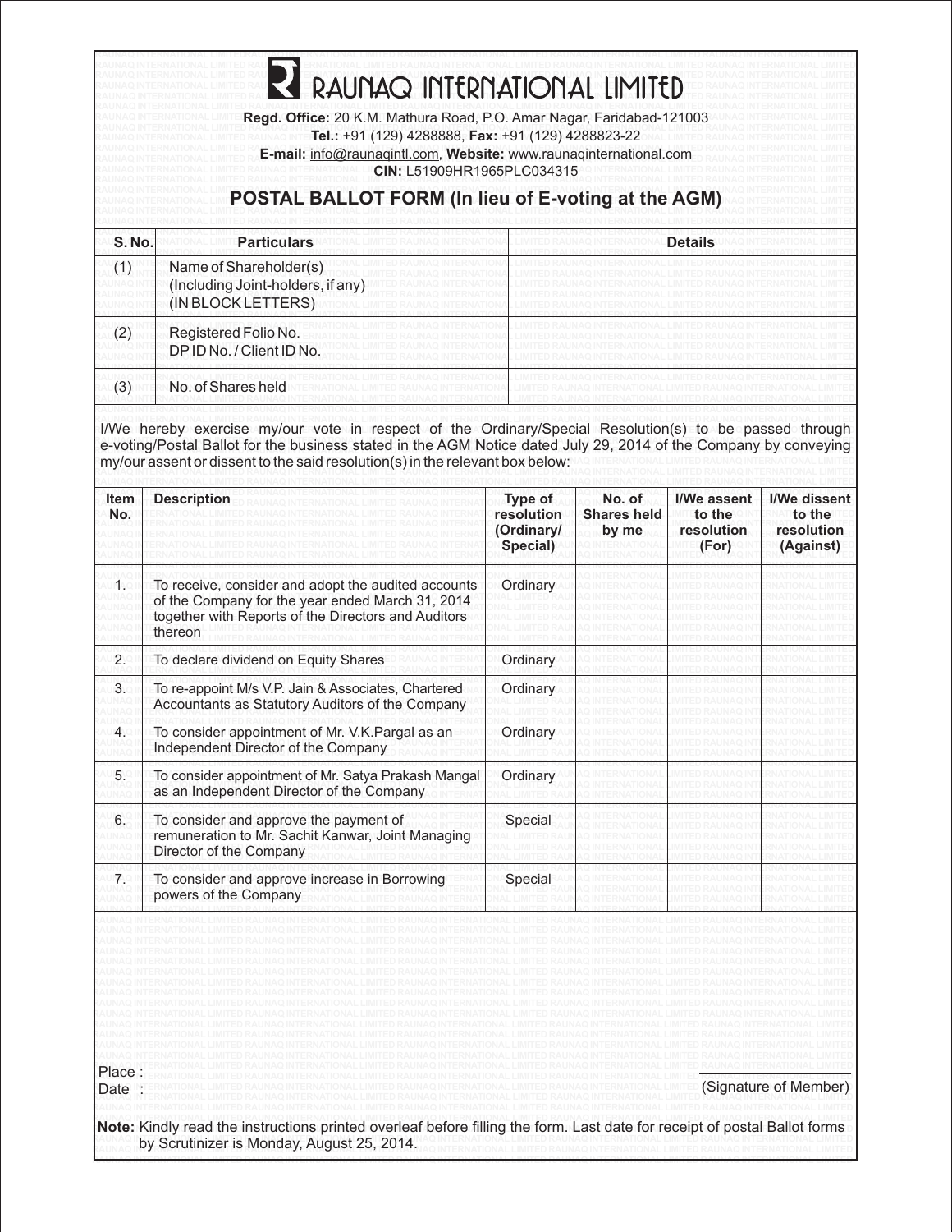# RAUNAQ INTERNATIONAL LIMITED

**Regd. Office:** 20 K.M. Mathura Road, P.O. Amar Nagar, Faridabad-121003
**Tel.:** +91 (129) 4288888, **Fax:** +91 (129) 4288823-22
**E-mail:** info@raunaqintl.com, **Website:** www.raunaqinternational.com
**CIN:** L51909HR1965PLC034315

## POSTAL BALLOT FORM (In lieu of E-voting at the AGM)

| S. No. | Particulars | Details |
|---|---|---|
| (1) | Name of Shareholder(s) (Including Joint-holders, if any) (IN BLOCK LETTERS) | |
| (2) | Registered Folio No. DP ID No. / Client ID No. | |
| (3) | No. of Shares held | |

I/We hereby exercise my/our vote in respect of the Ordinary/Special Resolution(s) to be passed through e-voting/Postal Ballot for the business stated in the AGM Notice dated July 29, 2014 of the Company by conveying my/our assent or dissent to the said resolution(s) in the relevant box below:

| Item No. | Description | Type of resolution (Ordinary/ Special) | No. of Shares held by me | I/We assent to the resolution (For) | I/We dissent to the resolution (Against) |
|---|---|---|---|---|---|
| 1. | To receive, consider and adopt the audited accounts of the Company for the year ended March 31, 2014 together with Reports of the Directors and Auditors thereon | Ordinary | | | |
| 2. | To declare dividend on Equity Shares | Ordinary | | | |
| 3. | To re-appoint M/s V.P. Jain & Associates, Chartered Accountants as Statutory Auditors of the Company | Ordinary | | | |
| 4. | To consider appointment of Mr. V.K.Pargal as an Independent Director of the Company | Ordinary | | | |
| 5. | To consider appointment of Mr. Satya Prakash Mangal as an Independent Director of the Company | Ordinary | | | |
| 6. | To consider and approve the payment of remuneration to Mr. Sachit Kanwar, Joint Managing Director of the Company | Special | | | |
| 7. | To consider and approve increase in Borrowing powers of the Company | Special | | | |

Place :

Date :

(Signature of Member)

**Note:** Kindly read the instructions printed overleaf before filling the form. Last date for receipt of postal Ballot forms by Scrutinizer is Monday, August 25, 2014.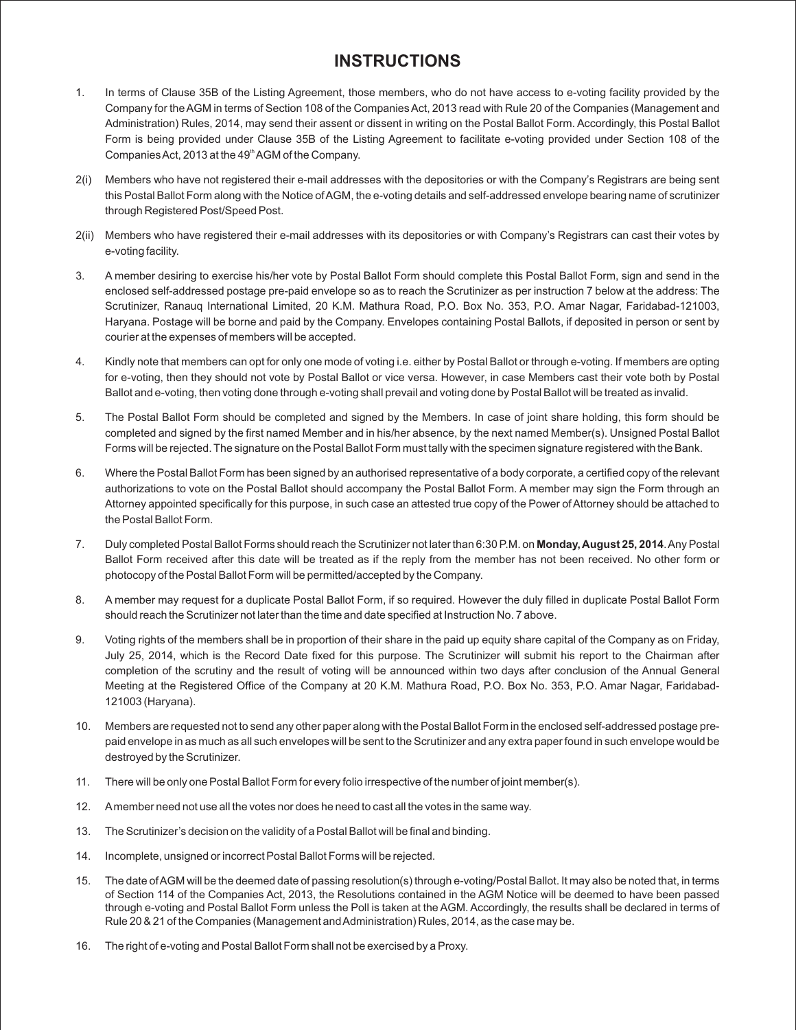# INSTRUCTIONS

1. In terms of Clause 35B of the Listing Agreement, those members, who do not have access to e-voting facility provided by the Company for the AGM in terms of Section 108 of the Companies Act, 2013 read with Rule 20 of the Companies (Management and Administration) Rules, 2014, may send their assent or dissent in writing on the Postal Ballot Form. Accordingly, this Postal Ballot Form is being provided under Clause 35B of the Listing Agreement to facilitate e-voting provided under Section 108 of the Companies Act, 2013 at the 49th AGM of the Company.

2(i) Members who have not registered their e-mail addresses with the depositories or with the Company's Registrars are being sent this Postal Ballot Form along with the Notice of AGM, the e-voting details and self-addressed envelope bearing name of scrutinizer through Registered Post/Speed Post.

2(ii) Members who have registered their e-mail addresses with its depositories or with Company's Registrars can cast their votes by e-voting facility.

3. A member desiring to exercise his/her vote by Postal Ballot Form should complete this Postal Ballot Form, sign and send in the enclosed self-addressed postage pre-paid envelope so as to reach the Scrutinizer as per instruction 7 below at the address: The Scrutinizer, Ranauq International Limited, 20 K.M. Mathura Road, P.O. Box No. 353, P.O. Amar Nagar, Faridabad-121003, Haryana. Postage will be borne and paid by the Company. Envelopes containing Postal Ballots, if deposited in person or sent by courier at the expenses of members will be accepted.

4. Kindly note that members can opt for only one mode of voting i.e. either by Postal Ballot or through e-voting. If members are opting for e-voting, then they should not vote by Postal Ballot or vice versa. However, in case Members cast their vote both by Postal Ballot and e-voting, then voting done through e-voting shall prevail and voting done by Postal Ballot will be treated as invalid.

5. The Postal Ballot Form should be completed and signed by the Members. In case of joint share holding, this form should be completed and signed by the first named Member and in his/her absence, by the next named Member(s). Unsigned Postal Ballot Forms will be rejected. The signature on the Postal Ballot Form must tally with the specimen signature registered with the Bank.

6. Where the Postal Ballot Form has been signed by an authorised representative of a body corporate, a certified copy of the relevant authorizations to vote on the Postal Ballot should accompany the Postal Ballot Form. A member may sign the Form through an Attorney appointed specifically for this purpose, in such case an attested true copy of the Power of Attorney should be attached to the Postal Ballot Form.

7. Duly completed Postal Ballot Forms should reach the Scrutinizer not later than 6:30 P.M. on **Monday, August 25, 2014**. Any Postal Ballot Form received after this date will be treated as if the reply from the member has not been received. No other form or photocopy of the Postal Ballot Form will be permitted/accepted by the Company.

8. A member may request for a duplicate Postal Ballot Form, if so required. However the duly filled in duplicate Postal Ballot Form should reach the Scrutinizer not later than the time and date specified at Instruction No. 7 above.

9. Voting rights of the members shall be in proportion of their share in the paid up equity share capital of the Company as on Friday, July 25, 2014, which is the Record Date fixed for this purpose. The Scrutinizer will submit his report to the Chairman after completion of the scrutiny and the result of voting will be announced within two days after conclusion of the Annual General Meeting at the Registered Office of the Company at 20 K.M. Mathura Road, P.O. Box No. 353, P.O. Amar Nagar, Faridabad-121003 (Haryana).

10. Members are requested not to send any other paper along with the Postal Ballot Form in the enclosed self-addressed postage pre-paid envelope in as much as all such envelopes will be sent to the Scrutinizer and any extra paper found in such envelope would be destroyed by the Scrutinizer.

11. There will be only one Postal Ballot Form for every folio irrespective of the number of joint member(s).

12. A member need not use all the votes nor does he need to cast all the votes in the same way.

13. The Scrutinizer's decision on the validity of a Postal Ballot will be final and binding.

14. Incomplete, unsigned or incorrect Postal Ballot Forms will be rejected.

15. The date of AGM will be the deemed date of passing resolution(s) through e-voting/Postal Ballot. It may also be noted that, in terms of Section 114 of the Companies Act, 2013, the Resolutions contained in the AGM Notice will be deemed to have been passed through e-voting and Postal Ballot Form unless the Poll is taken at the AGM. Accordingly, the results shall be declared in terms of Rule 20 & 21 of the Companies (Management and Administration) Rules, 2014, as the case may be.

16. The right of e-voting and Postal Ballot Form shall not be exercised by a Proxy.